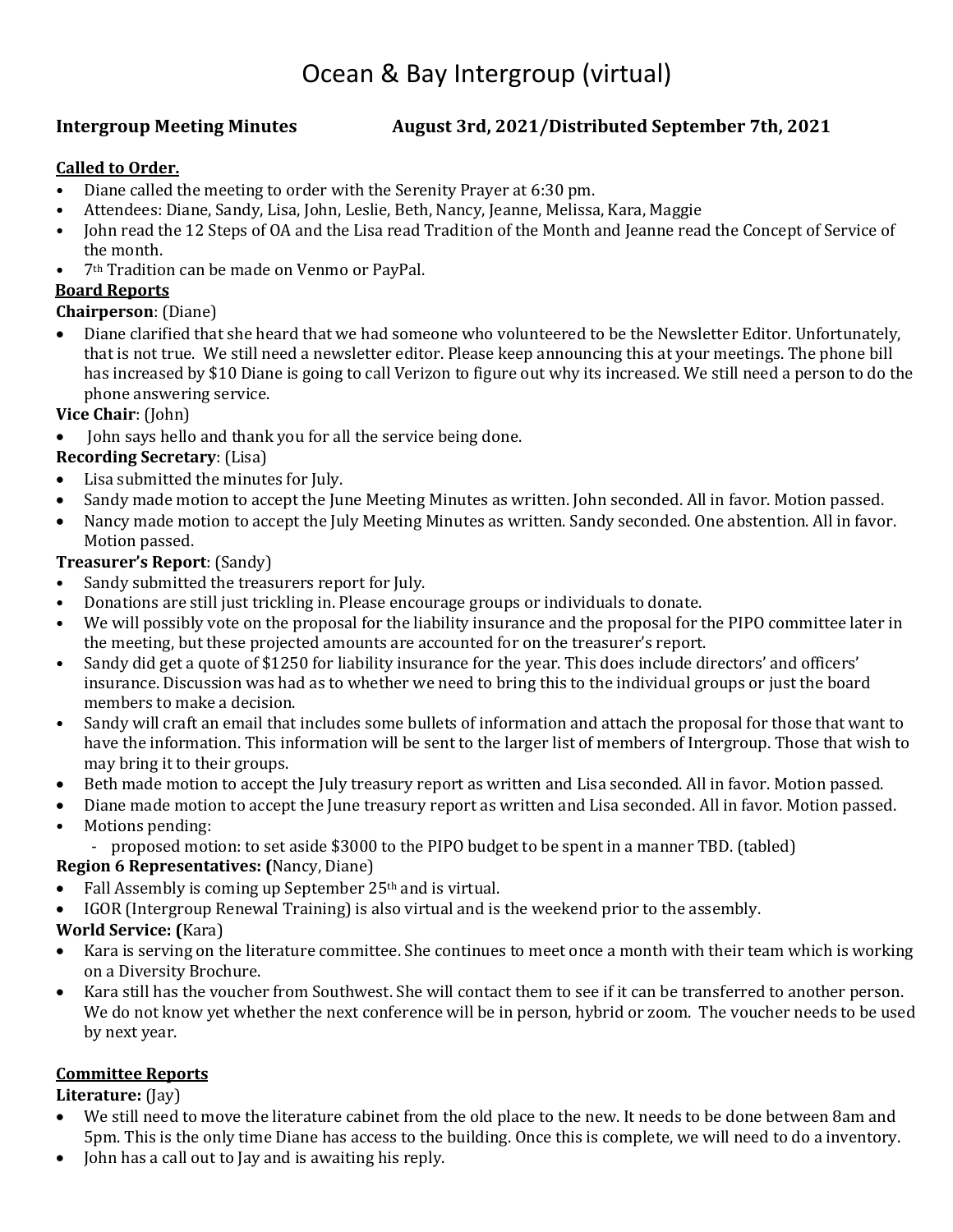# Ocean & Bay Intergroup (virtual)

**Intergroup Meeting Minutes** **August 3rd, 2021/Distributed September 7th, 2021**

**Called to Order.**

- Diane called the meeting to order with the Serenity Prayer at 6:30 pm.
- Attendees: Diane, Sandy, Lisa, John, Leslie, Beth, Nancy, Jeanne, Melissa, Kara, Maggie
- John read the 12 Steps of OA and the Lisa read Tradition of the Month and Jeanne read the Concept of Service of the month.
- 7th Tradition can be made on Venmo or PayPal.

**Board Reports**

**Chairperson**: (Diane)

- Diane clarified that she heard that we had someone who volunteered to be the Newsletter Editor. Unfortunately, that is not true. We still need a newsletter editor. Please keep announcing this at your meetings. The phone bill has increased by $10 Diane is going to call Verizon to figure out why its increased. We still need a person to do the phone answering service.

**Vice Chair**: (John)

- John says hello and thank you for all the service being done.

**Recording Secretary**: (Lisa)

- Lisa submitted the minutes for July.
- Sandy made motion to accept the June Meeting Minutes as written. John seconded. All in favor. Motion passed.
- Nancy made motion to accept the July Meeting Minutes as written. Sandy seconded. One abstention. All in favor. Motion passed.

**Treasurer's Report**: (Sandy)

- Sandy submitted the treasurers report for July.
- Donations are still just trickling in. Please encourage groups or individuals to donate.
- We will possibly vote on the proposal for the liability insurance and the proposal for the PIPO committee later in the meeting, but these projected amounts are accounted for on the treasurer's report.
- Sandy did get a quote of $1250 for liability insurance for the year. This does include directors' and officers' insurance. Discussion was had as to whether we need to bring this to the individual groups or just the board members to make a decision.
- Sandy will craft an email that includes some bullets of information and attach the proposal for those that want to have the information. This information will be sent to the larger list of members of Intergroup. Those that wish to may bring it to their groups.
- Beth made motion to accept the July treasury report as written and Lisa seconded. All in favor. Motion passed.
- Diane made motion to accept the June treasury report as written and Lisa seconded. All in favor. Motion passed.
- Motions pending:
  - proposed motion: to set aside $3000 to the PIPO budget to be spent in a manner TBD. (tabled)

**Region 6 Representatives: (**Nancy, Diane)

- Fall Assembly is coming up September 25th and is virtual.
- IGOR (Intergroup Renewal Training) is also virtual and is the weekend prior to the assembly.

**World Service: (**Kara)

- Kara is serving on the literature committee. She continues to meet once a month with their team which is working on a Diversity Brochure.
- Kara still has the voucher from Southwest. She will contact them to see if it can be transferred to another person. We do not know yet whether the next conference will be in person, hybrid or zoom. The voucher needs to be used by next year.

**Committee Reports**

**Literature:** (Jay)

- We still need to move the literature cabinet from the old place to the new. It needs to be done between 8am and 5pm. This is the only time Diane has access to the building. Once this is complete, we will need to do a inventory.
- John has a call out to Jay and is awaiting his reply.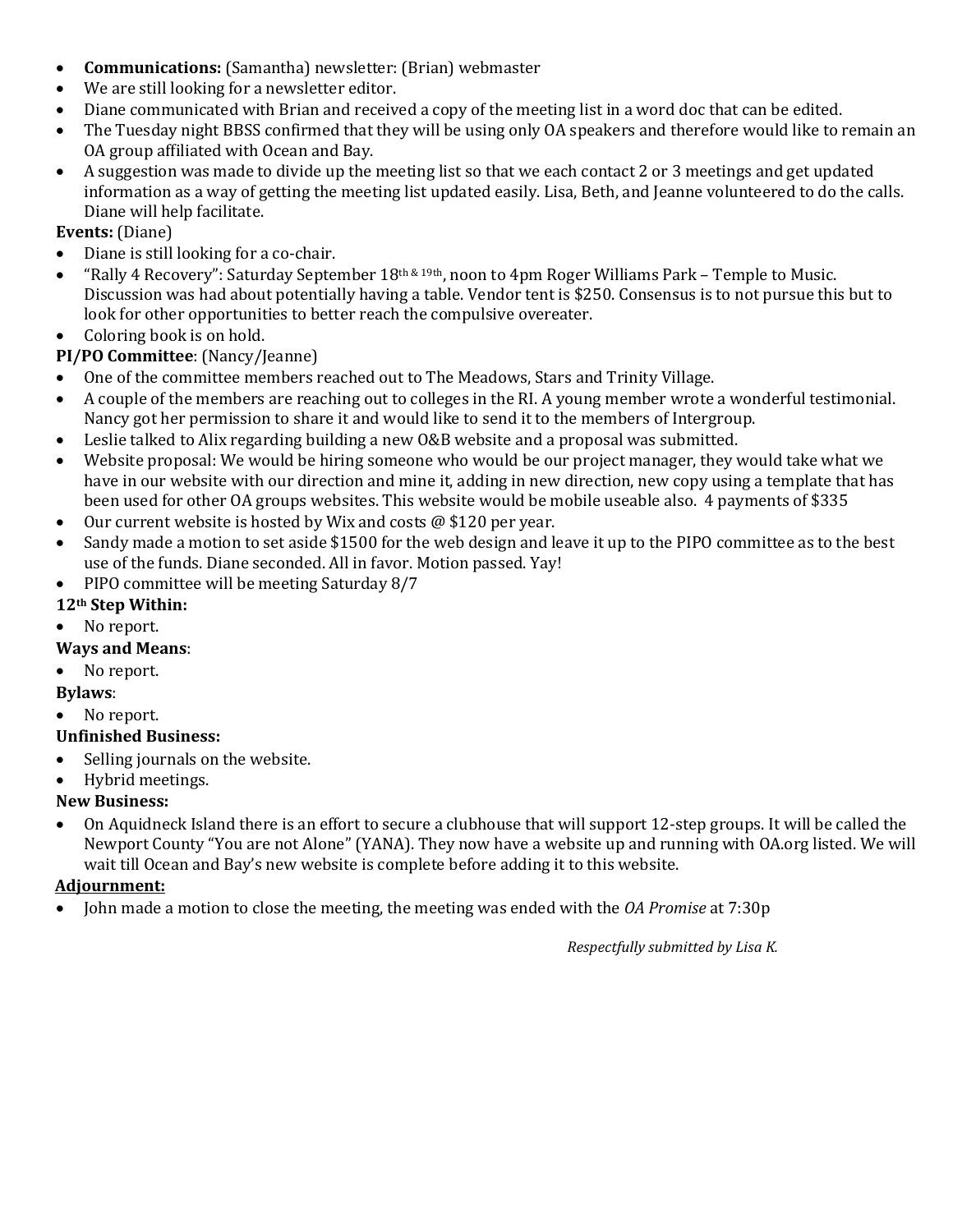- **Communications:** (Samantha) newsletter: (Brian) webmaster
- We are still looking for a newsletter editor.
- Diane communicated with Brian and received a copy of the meeting list in a word doc that can be edited.
- The Tuesday night BBSS confirmed that they will be using only OA speakers and therefore would like to remain an OA group affiliated with Ocean and Bay.
- A suggestion was made to divide up the meeting list so that we each contact 2 or 3 meetings and get updated information as a way of getting the meeting list updated easily. Lisa, Beth, and Jeanne volunteered to do the calls. Diane will help facilitate.

**Events:** (Diane)

- Diane is still looking for a co-chair.
- "Rally 4 Recovery": Saturday September 18th & 19th, noon to 4pm Roger Williams Park – Temple to Music. Discussion was had about potentially having a table. Vendor tent is $250. Consensus is to not pursue this but to look for other opportunities to better reach the compulsive overeater.
- Coloring book is on hold.

**PI/PO Committee**: (Nancy/Jeanne)

- One of the committee members reached out to The Meadows, Stars and Trinity Village.
- A couple of the members are reaching out to colleges in the RI. A young member wrote a wonderful testimonial. Nancy got her permission to share it and would like to send it to the members of Intergroup.
- Leslie talked to Alix regarding building a new O&B website and a proposal was submitted.
- Website proposal: We would be hiring someone who would be our project manager, they would take what we have in our website with our direction and mine it, adding in new direction, new copy using a template that has been used for other OA groups websites. This website would be mobile useable also. 4 payments of $335
- Our current website is hosted by Wix and costs @ $120 per year.
- Sandy made a motion to set aside $1500 for the web design and leave it up to the PIPO committee as to the best use of the funds. Diane seconded. All in favor. Motion passed. Yay!
- PIPO committee will be meeting Saturday 8/7

**12th Step Within:**

- No report.

**Ways and Means**:

- No report.

**Bylaws**:

- No report.

**Unfinished Business:**

- Selling journals on the website.
- Hybrid meetings.

**New Business:**

- On Aquidneck Island there is an effort to secure a clubhouse that will support 12-step groups. It will be called the Newport County "You are not Alone" (YANA). They now have a website up and running with OA.org listed. We will wait till Ocean and Bay's new website is complete before adding it to this website.

**Adjournment:**

- John made a motion to close the meeting, the meeting was ended with the *OA Promise* at 7:30p

*Respectfully submitted by Lisa K.*